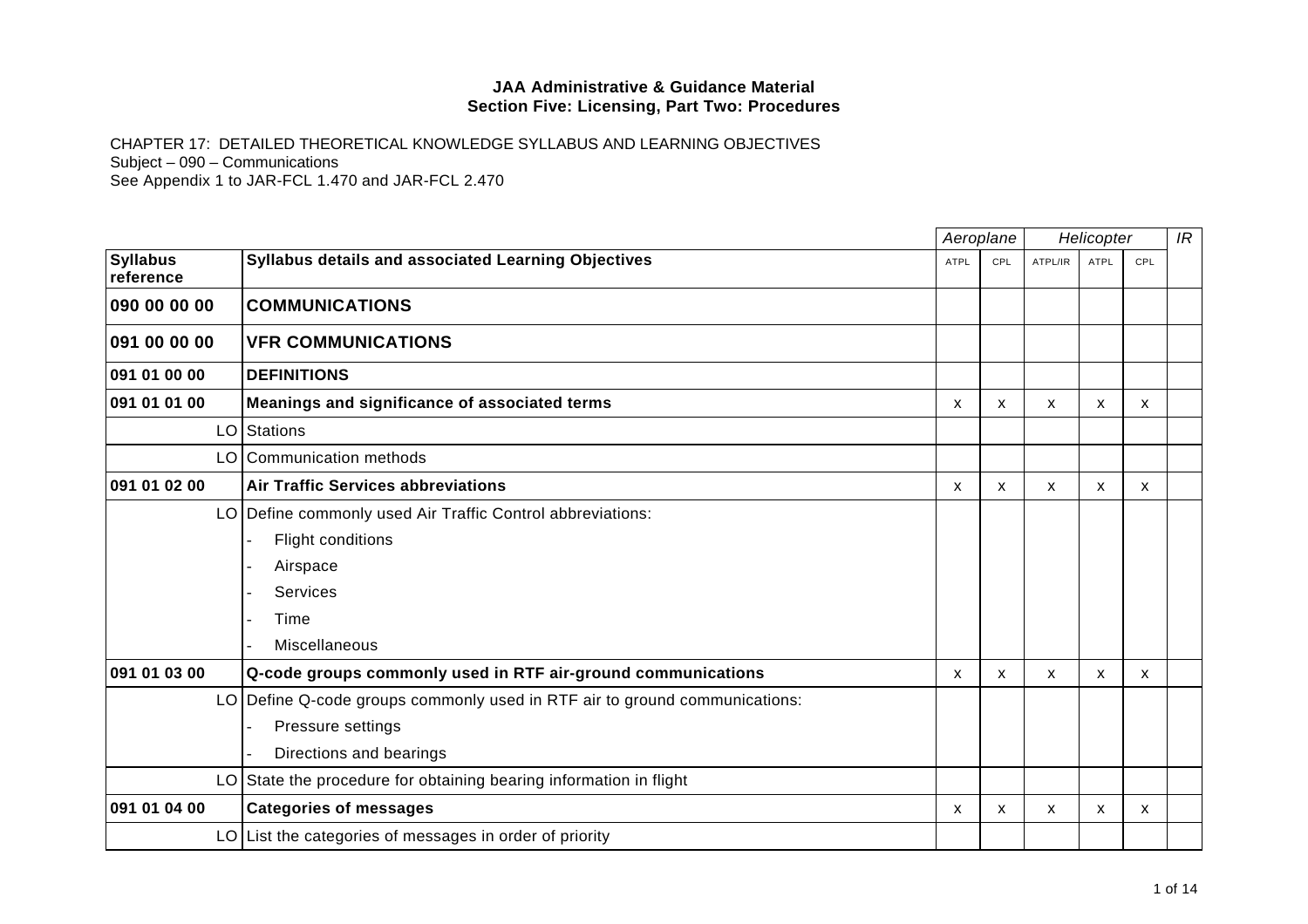**JAA Administrative & Guidance Material**
**Section Five: Licensing, Part Two: Procedures**

CHAPTER 17: DETAILED THEORETICAL KNOWLEDGE SYLLABUS AND LEARNING OBJECTIVES
Subject – 090 – Communications
See Appendix 1 to JAR-FCL 1.470 and JAR-FCL 2.470

| | | *Aeroplane* | | *Helicopter* | | | *IR* |
|---|---|---|---|---|---|---|---|
| **Syllabus reference** | **Syllabus details and associated Learning Objectives** | ATPL | CPL | ATPL/IR | ATPL | CPL | |
| **090 00 00 00** | **COMMUNICATIONS** | | | | | | |
| **091 00 00 00** | **VFR COMMUNICATIONS** | | | | | | |
| **091 01 00 00** | **DEFINITIONS** | | | | | | |
| **091 01 01 00** | **Meanings and significance of associated terms** | x | x | x | x | x | |
| LO | Stations | | | | | | |
| LO | Communication methods | | | | | | |
| **091 01 02 00** | **Air Traffic Services abbreviations** | x | x | x | x | x | |
| LO | Define commonly used Air Traffic Control abbreviations:<br>- Flight conditions<br>- Airspace<br>- Services<br>- Time<br>- Miscellaneous | | | | | | |
| **091 01 03 00** | **Q-code groups commonly used in RTF air-ground communications** | x | x | x | x | x | |
| LO | Define Q-code groups commonly used in RTF air to ground communications:<br>- Pressure settings<br>- Directions and bearings | | | | | | |
| LO | State the procedure for obtaining bearing information in flight | | | | | | |
| **091 01 04 00** | **Categories of messages** | x | x | x | x | x | |
| LO | List the categories of messages in order of priority | | | | | | |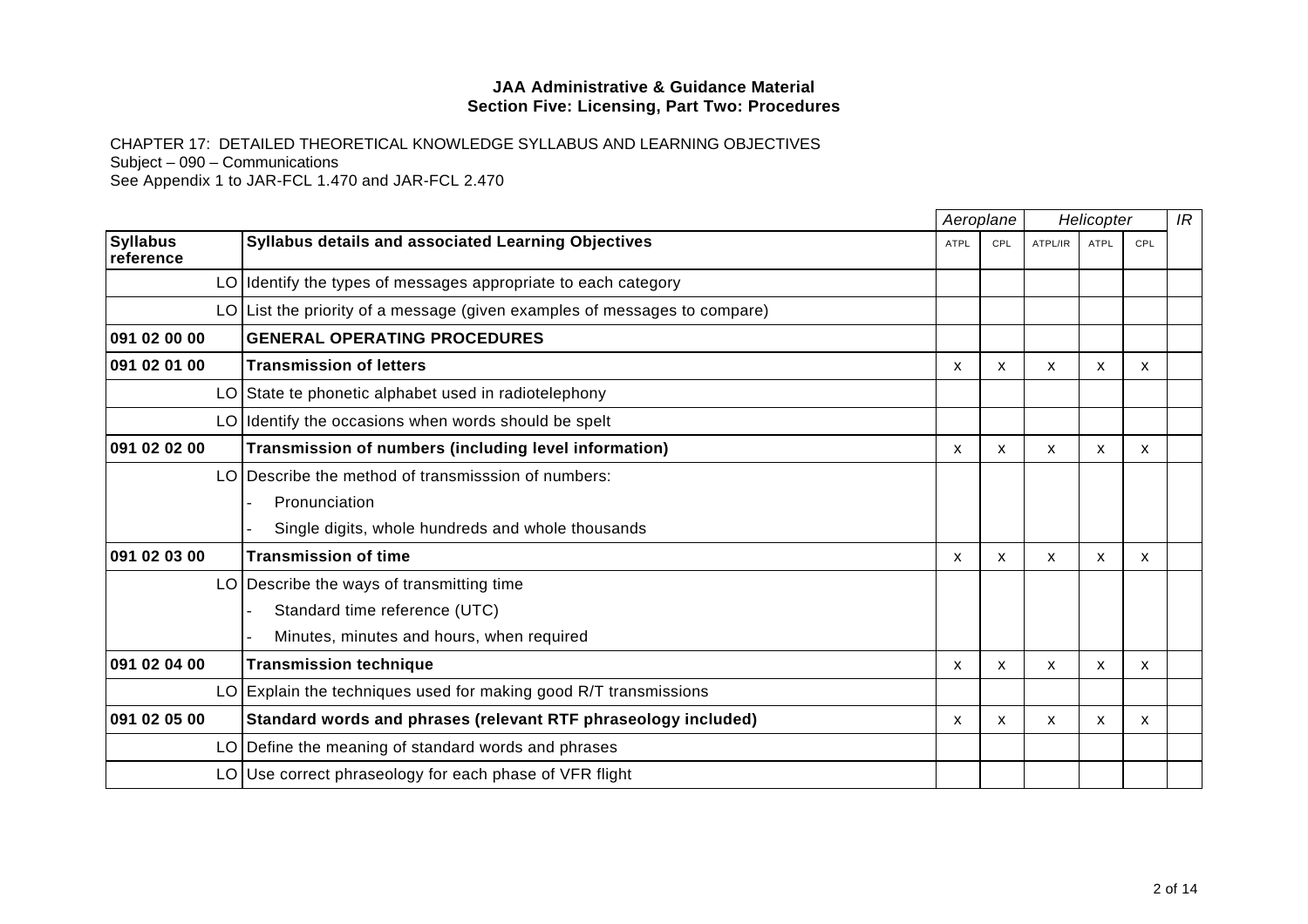**JAA Administrative & Guidance Material**
**Section Five: Licensing, Part Two: Procedures**

CHAPTER 17: DETAILED THEORETICAL KNOWLEDGE SYLLABUS AND LEARNING OBJECTIVES
Subject – 090 – Communications
See Appendix 1 to JAR-FCL 1.470 and JAR-FCL 2.470

| | | *Aeroplane* | | *Helicopter* | | | *IR* |
|---|---|---|---|---|---|---|---|
| **Syllabus reference** | **Syllabus details and associated Learning Objectives** | ATPL | CPL | ATPL/IR | ATPL | CPL | |
| LO | Identify the types of messages appropriate to each category | | | | | | |
| LO | List the priority of a message (given examples of messages to compare) | | | | | | |
| **091 02 00 00** | **GENERAL OPERATING PROCEDURES** | | | | | | |
| **091 02 01 00** | **Transmission of letters** | x | x | x | x | x | |
| LO | State te phonetic alphabet used in radiotelephony | | | | | | |
| LO | Identify the occasions when words should be spelt | | | | | | |
| **091 02 02 00** | **Transmission of numbers (including level information)** | x | x | x | x | x | |
| LO | Describe the method of transmisssion of numbers:<br>- Pronunciation<br>- Single digits, whole hundreds and whole thousands | | | | | | |
| **091 02 03 00** | **Transmission of time** | x | x | x | x | x | |
| LO | Describe the ways of transmitting time<br>- Standard time reference (UTC)<br>- Minutes, minutes and hours, when required | | | | | | |
| **091 02 04 00** | **Transmission technique** | x | x | x | x | x | |
| LO | Explain the techniques used for making good R/T transmissions | | | | | | |
| **091 02 05 00** | **Standard words and phrases (relevant RTF phraseology included)** | x | x | x | x | x | |
| LO | Define the meaning of standard words and phrases | | | | | | |
| LO | Use correct phraseology for each phase of VFR flight | | | | | | |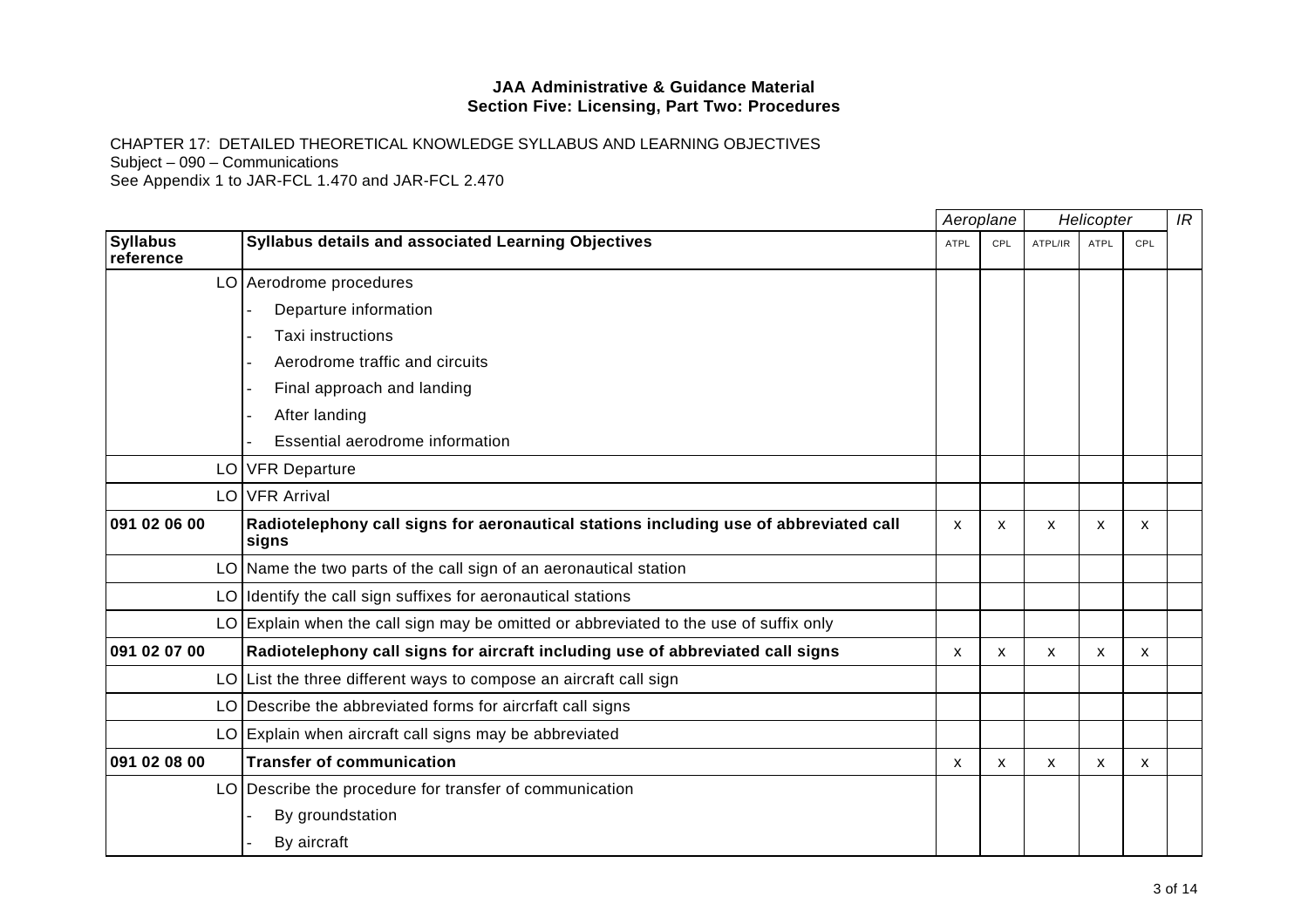**JAA Administrative & Guidance Material**
**Section Five: Licensing, Part Two: Procedures**

CHAPTER 17: DETAILED THEORETICAL KNOWLEDGE SYLLABUS AND LEARNING OBJECTIVES
Subject – 090 – Communications
See Appendix 1 to JAR-FCL 1.470 and JAR-FCL 2.470

| | | *Aeroplane* | | *Helicopter* | | | *IR* |
|---|---|---|---|---|---|---|---|
| **Syllabus reference** | **Syllabus details and associated Learning Objectives** | ATPL | CPL | ATPL/IR | ATPL | CPL | |
| LO | Aerodrome procedures<br>- Departure information<br>- Taxi instructions<br>- Aerodrome traffic and circuits<br>- Final approach and landing<br>- After landing<br>- Essential aerodrome information | | | | | | |
| LO | VFR Departure | | | | | | |
| LO | VFR Arrival | | | | | | |
| **091 02 06 00** | **Radiotelephony call signs for aeronautical stations including use of abbreviated call signs** | x | x | x | x | x | |
| LO | Name the two parts of the call sign of an aeronautical station | | | | | | |
| LO | Identify the call sign suffixes for aeronautical stations | | | | | | |
| LO | Explain when the call sign may be omitted or abbreviated to the use of suffix only | | | | | | |
| **091 02 07 00** | **Radiotelephony call signs for aircraft including use of abbreviated call signs** | x | x | x | x | x | |
| LO | List the three different ways to compose an aircraft call sign | | | | | | |
| LO | Describe the abbreviated forms for aircrfaft call signs | | | | | | |
| LO | Explain when aircraft call signs may be abbreviated | | | | | | |
| **091 02 08 00** | **Transfer of communication** | x | x | x | x | x | |
| LO | Describe the procedure for transfer of communication<br>- By groundstation<br>- By aircraft | | | | | | |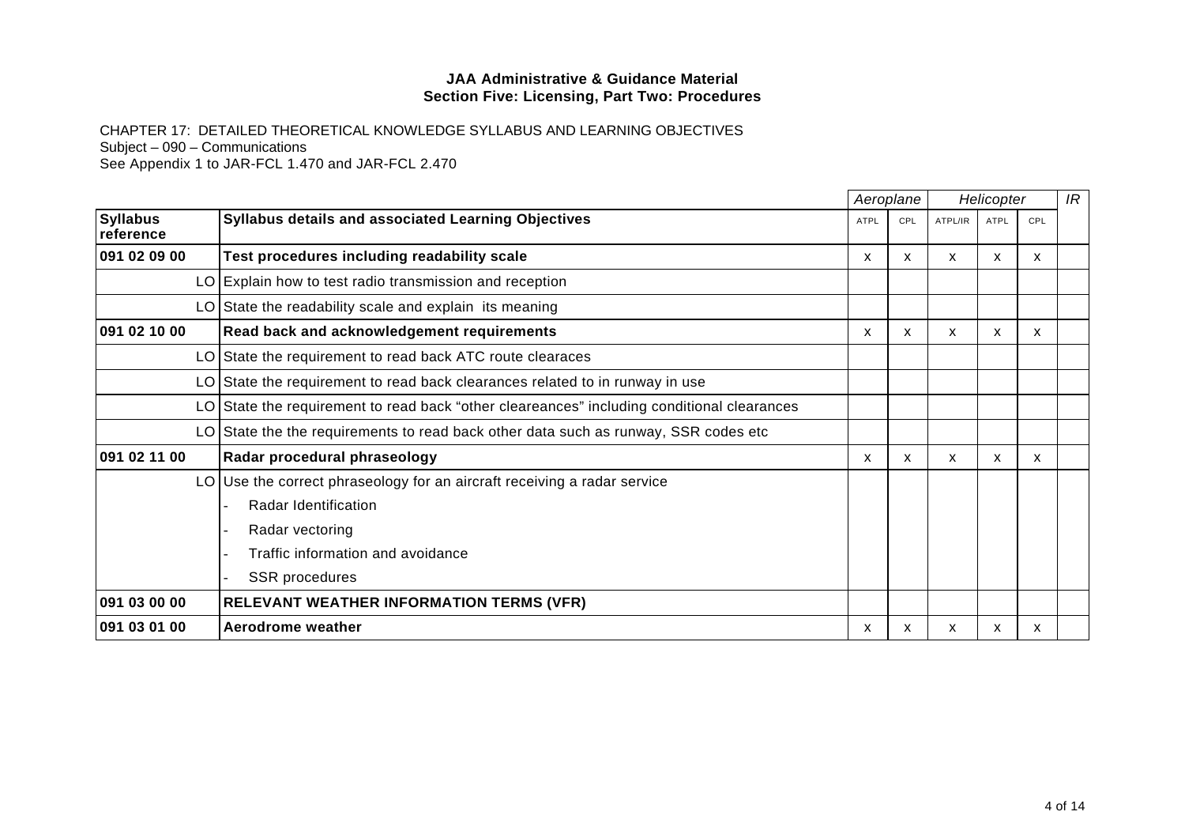**JAA Administrative & Guidance Material**
**Section Five: Licensing, Part Two: Procedures**

CHAPTER 17: DETAILED THEORETICAL KNOWLEDGE SYLLABUS AND LEARNING OBJECTIVES
Subject – 090 – Communications
See Appendix 1 to JAR-FCL 1.470 and JAR-FCL 2.470

| | | *Aeroplane* | | *Helicopter* | | | *IR* |
|---|---|---|---|---|---|---|---|
| **Syllabus reference** | **Syllabus details and associated Learning Objectives** | ATPL | CPL | ATPL/IR | ATPL | CPL | |
| **091 02 09 00** | **Test procedures including readability scale** | x | x | x | x | x | |
| LO | Explain how to test radio transmission and reception | | | | | | |
| LO | State the readability scale and explain its meaning | | | | | | |
| **091 02 10 00** | **Read back and acknowledgement requirements** | x | x | x | x | x | |
| LO | State the requirement to read back ATC route clearaces | | | | | | |
| LO | State the requirement to read back clearances related to in runway in use | | | | | | |
| LO | State the requirement to read back "other cleareances" including conditional clearances | | | | | | |
| LO | State the the requirements to read back other data such as runway, SSR codes etc | | | | | | |
| **091 02 11 00** | **Radar procedural phraseology** | x | x | x | x | x | |
| LO | Use the correct phraseology for an aircraft receiving a radar service | | | | | | |
| | - Radar Identification | | | | | | |
| | - Radar vectoring | | | | | | |
| | - Traffic information and avoidance | | | | | | |
| | - SSR procedures | | | | | | |
| **091 03 00 00** | **RELEVANT WEATHER INFORMATION TERMS (VFR)** | | | | | | |
| **091 03 01 00** | **Aerodrome weather** | x | x | x | x | x | |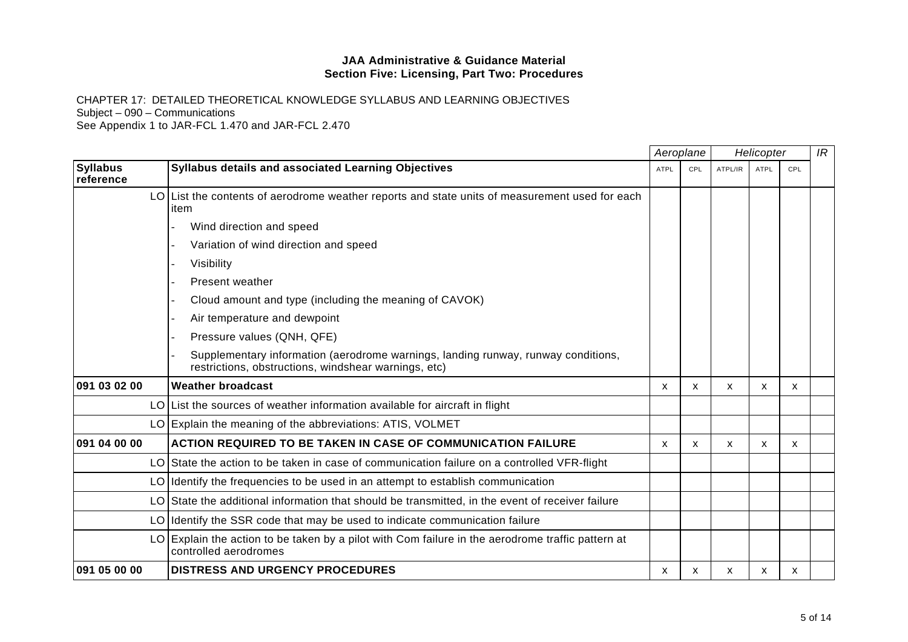**JAA Administrative & Guidance Material**
**Section Five: Licensing, Part Two: Procedures**

CHAPTER 17: DETAILED THEORETICAL KNOWLEDGE SYLLABUS AND LEARNING OBJECTIVES
Subject – 090 – Communications
See Appendix 1 to JAR-FCL 1.470 and JAR-FCL 2.470

| | | *Aeroplane* | | *Helicopter* | | | *IR* |
|---|---|---|---|---|---|---|---|
| **Syllabus reference** | **Syllabus details and associated Learning Objectives** | ATPL | CPL | ATPL/IR | ATPL | CPL | |
| LO | List the contents of aerodrome weather reports and state units of measurement used for each item | | | | | | |
| | - Wind direction and speed | | | | | | |
| | - Variation of wind direction and speed | | | | | | |
| | - Visibility | | | | | | |
| | - Present weather | | | | | | |
| | - Cloud amount and type (including the meaning of CAVOK) | | | | | | |
| | - Air temperature and dewpoint | | | | | | |
| | - Pressure values (QNH, QFE) | | | | | | |
| | - Supplementary information (aerodrome warnings, landing runway, runway conditions, restrictions, obstructions, windshear warnings, etc) | | | | | | |
| **091 03 02 00** | **Weather broadcast** | x | x | x | x | x | |
| LO | List the sources of weather information available for aircraft in flight | | | | | | |
| LO | Explain the meaning of the abbreviations: ATIS, VOLMET | | | | | | |
| **091 04 00 00** | **ACTION REQUIRED TO BE TAKEN IN CASE OF COMMUNICATION FAILURE** | x | x | x | x | x | |
| LO | State the action to be taken in case of communication failure on a controlled VFR-flight | | | | | | |
| LO | Identify the frequencies to be used in an attempt to establish communication | | | | | | |
| LO | State the additional information that should be transmitted, in the event of receiver failure | | | | | | |
| LO | Identify the SSR code that may be used to indicate communication failure | | | | | | |
| LO | Explain the action to be taken by a pilot with Com failure in the aerodrome traffic pattern at controlled aerodromes | | | | | | |
| **091 05 00 00** | **DISTRESS AND URGENCY PROCEDURES** | x | x | x | x | x | |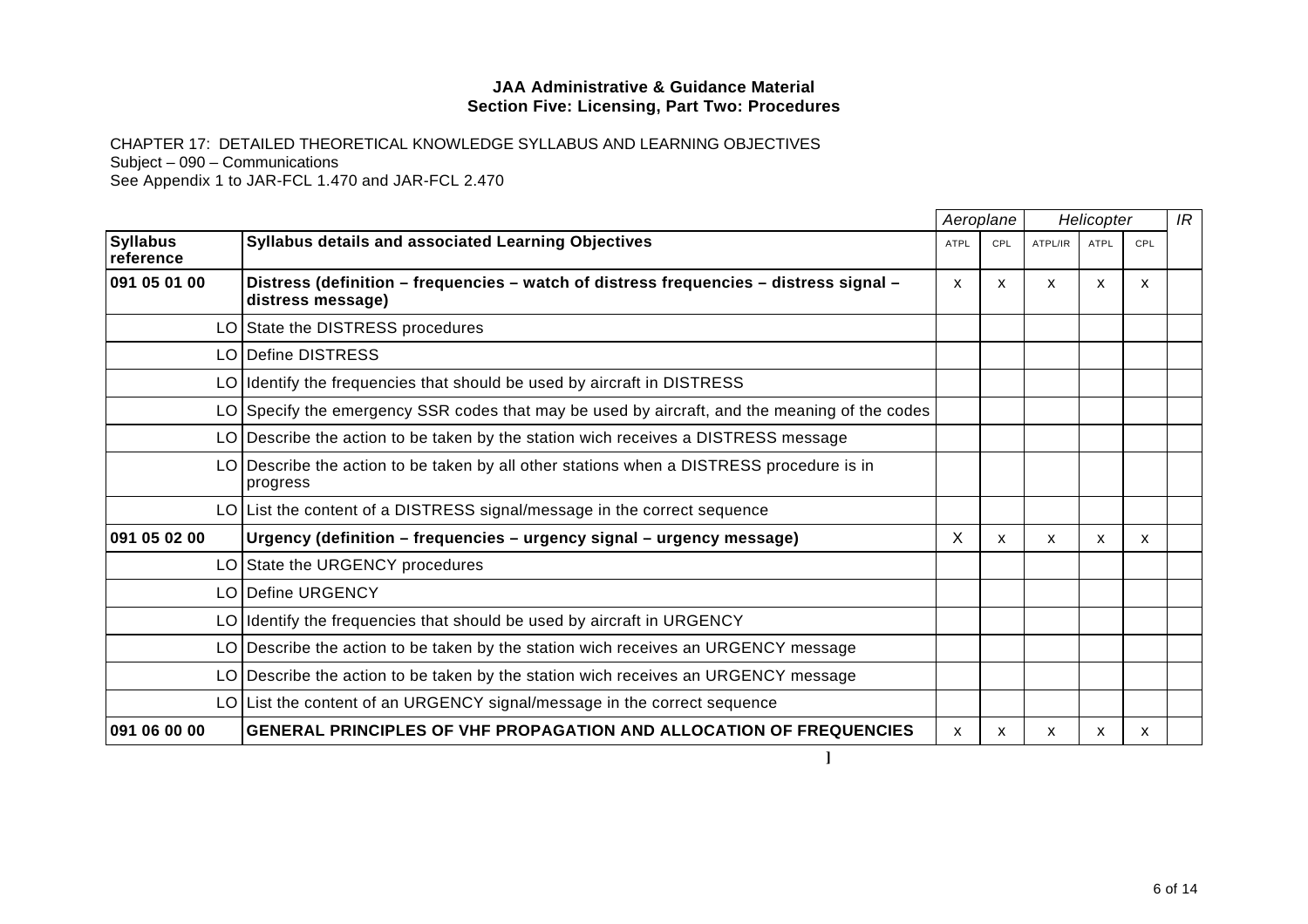**JAA Administrative & Guidance Material**
**Section Five: Licensing, Part Two: Procedures**

CHAPTER 17: DETAILED THEORETICAL KNOWLEDGE SYLLABUS AND LEARNING OBJECTIVES
Subject – 090 – Communications
See Appendix 1 to JAR-FCL 1.470 and JAR-FCL 2.470

| | | *Aeroplane* | | *Helicopter* | | | *IR* |
|---|---|---|---|---|---|---|---|
| **Syllabus reference** | **Syllabus details and associated Learning Objectives** | ATPL | CPL | ATPL/IR | ATPL | CPL | |
| **091 05 01 00** | **Distress (definition – frequencies – watch of distress frequencies – distress signal – distress message)** | x | x | x | x | x | |
| LO | State the DISTRESS procedures | | | | | | |
| LO | Define DISTRESS | | | | | | |
| LO | Identify the frequencies that should be used by aircraft in DISTRESS | | | | | | |
| LO | Specify the emergency SSR codes that may be used by aircraft, and the meaning of the codes | | | | | | |
| LO | Describe the action to be taken by the station wich receives a DISTRESS message | | | | | | |
| LO | Describe the action to be taken by all other stations when a DISTRESS procedure is in progress | | | | | | |
| LO | List the content of a DISTRESS signal/message in the correct sequence | | | | | | |
| **091 05 02 00** | **Urgency (definition – frequencies – urgency signal – urgency message)** | X | x | x | x | x | |
| LO | State the URGENCY procedures | | | | | | |
| LO | Define URGENCY | | | | | | |
| LO | Identify the frequencies that should be used by aircraft in URGENCY | | | | | | |
| LO | Describe the action to be taken by the station wich receives an URGENCY message | | | | | | |
| LO | Describe the action to be taken by the station wich receives an URGENCY message | | | | | | |
| LO | List the content of an URGENCY signal/message in the correct sequence | | | | | | |
| **091 06 00 00** | **GENERAL PRINCIPLES OF VHF PROPAGATION AND ALLOCATION OF FREQUENCIES** | x | x | x | x | x | |

]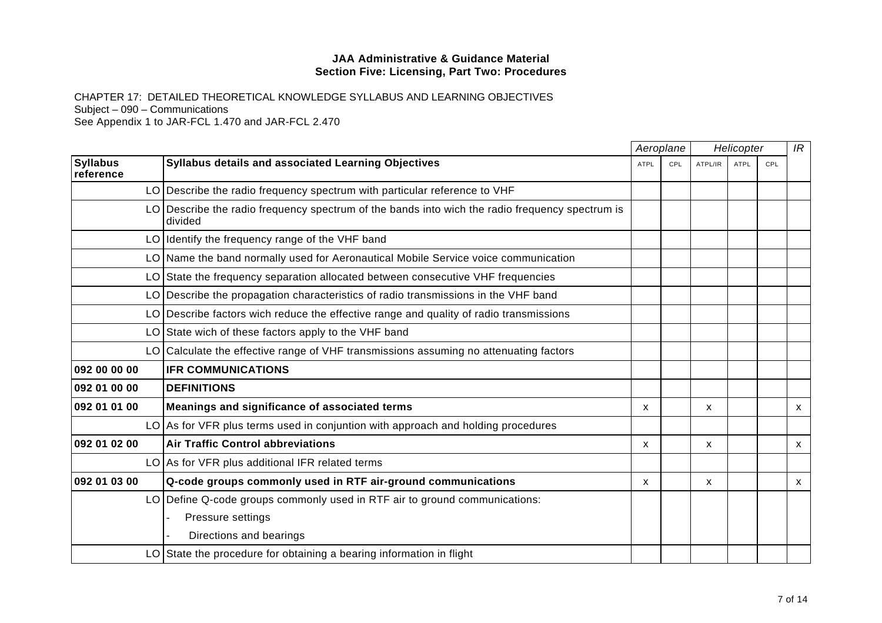**JAA Administrative & Guidance Material**
**Section Five: Licensing, Part Two: Procedures**

CHAPTER 17: DETAILED THEORETICAL KNOWLEDGE SYLLABUS AND LEARNING OBJECTIVES
Subject – 090 – Communications
See Appendix 1 to JAR-FCL 1.470 and JAR-FCL 2.470

| | | *Aeroplane* | | *Helicopter* | | | *IR* |
|---|---|---|---|---|---|---|---|
| **Syllabus reference** | **Syllabus details and associated Learning Objectives** | ATPL | CPL | ATPL/IR | ATPL | CPL | |
| LO | Describe the radio frequency spectrum with particular reference to VHF | | | | | | |
| LO | Describe the radio frequency spectrum of the bands into wich the radio frequency spectrum is divided | | | | | | |
| LO | Identify the frequency range of the VHF band | | | | | | |
| LO | Name the band normally used for Aeronautical Mobile Service voice communication | | | | | | |
| LO | State the frequency separation allocated between consecutive VHF frequencies | | | | | | |
| LO | Describe the propagation characteristics of radio transmissions in the VHF band | | | | | | |
| LO | Describe factors wich reduce the effective range and quality of radio transmissions | | | | | | |
| LO | State wich of these factors apply to the VHF band | | | | | | |
| LO | Calculate the effective range of VHF transmissions assuming no attenuating factors | | | | | | |
| **092 00 00 00** | **IFR COMMUNICATIONS** | | | | | | |
| **092 01 00 00** | **DEFINITIONS** | | | | | | |
| **092 01 01 00** | **Meanings and significance of associated terms** | x | | x | | | x |
| LO | As for VFR plus terms used in conjuntion with approach and holding procedures | | | | | | |
| **092 01 02 00** | **Air Traffic Control abbreviations** | x | | x | | | x |
| LO | As for VFR plus additional IFR related terms | | | | | | |
| **092 01 03 00** | **Q-code groups commonly used in RTF air-ground communications** | x | | x | | | x |
| LO | Define Q-code groups commonly used in RTF air to ground communications:<br>- Pressure settings<br>- Directions and bearings | | | | | | |
| LO | State the procedure for obtaining a bearing information in flight | | | | | | |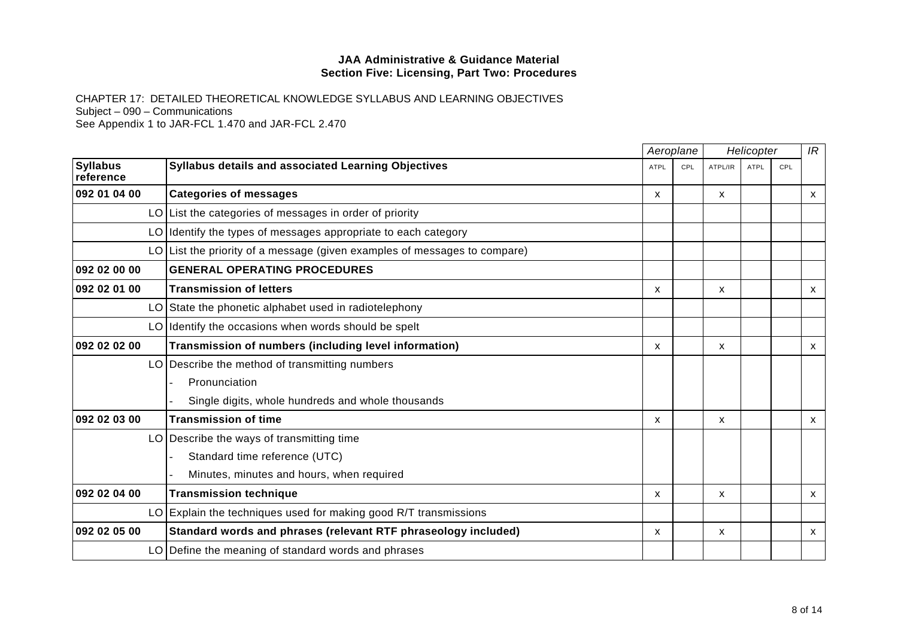**JAA Administrative & Guidance Material**
**Section Five: Licensing, Part Two: Procedures**

CHAPTER 17: DETAILED THEORETICAL KNOWLEDGE SYLLABUS AND LEARNING OBJECTIVES
Subject – 090 – Communications
See Appendix 1 to JAR-FCL 1.470 and JAR-FCL 2.470

| | | | *Aeroplane* | | *Helicopter* | | | *IR* |
|---|---|---|---|---|---|---|---|---|
| **Syllabus reference** | | **Syllabus details and associated Learning Objectives** | ATPL | CPL | ATPL/IR | ATPL | CPL | |
| **092 01 04 00** | | **Categories of messages** | x | | x | | | x |
| | LO | List the categories of messages in order of priority | | | | | | |
| | LO | Identify the types of messages appropriate to each category | | | | | | |
| | LO | List the priority of a message (given examples of messages to compare) | | | | | | |
| **092 02 00 00** | | **GENERAL OPERATING PROCEDURES** | | | | | | |
| **092 02 01 00** | | **Transmission of letters** | x | | x | | | x |
| | LO | State the phonetic alphabet used in radiotelephony | | | | | | |
| | LO | Identify the occasions when words should be spelt | | | | | | |
| **092 02 02 00** | | **Transmission of numbers (including level information)** | x | | x | | | x |
| | LO | Describe the method of transmitting numbers | | | | | | |
| | | - Pronunciation | | | | | | |
| | | - Single digits, whole hundreds and whole thousands | | | | | | |
| **092 02 03 00** | | **Transmission of time** | x | | x | | | x |
| | LO | Describe the ways of transmitting time | | | | | | |
| | | - Standard time reference (UTC) | | | | | | |
| | | - Minutes, minutes and hours, when required | | | | | | |
| **092 02 04 00** | | **Transmission technique** | x | | x | | | x |
| | LO | Explain the techniques used for making good R/T transmissions | | | | | | |
| **092 02 05 00** | | **Standard words and phrases (relevant RTF phraseology included)** | x | | x | | | x |
| | LO | Define the meaning of standard words and phrases | | | | | | |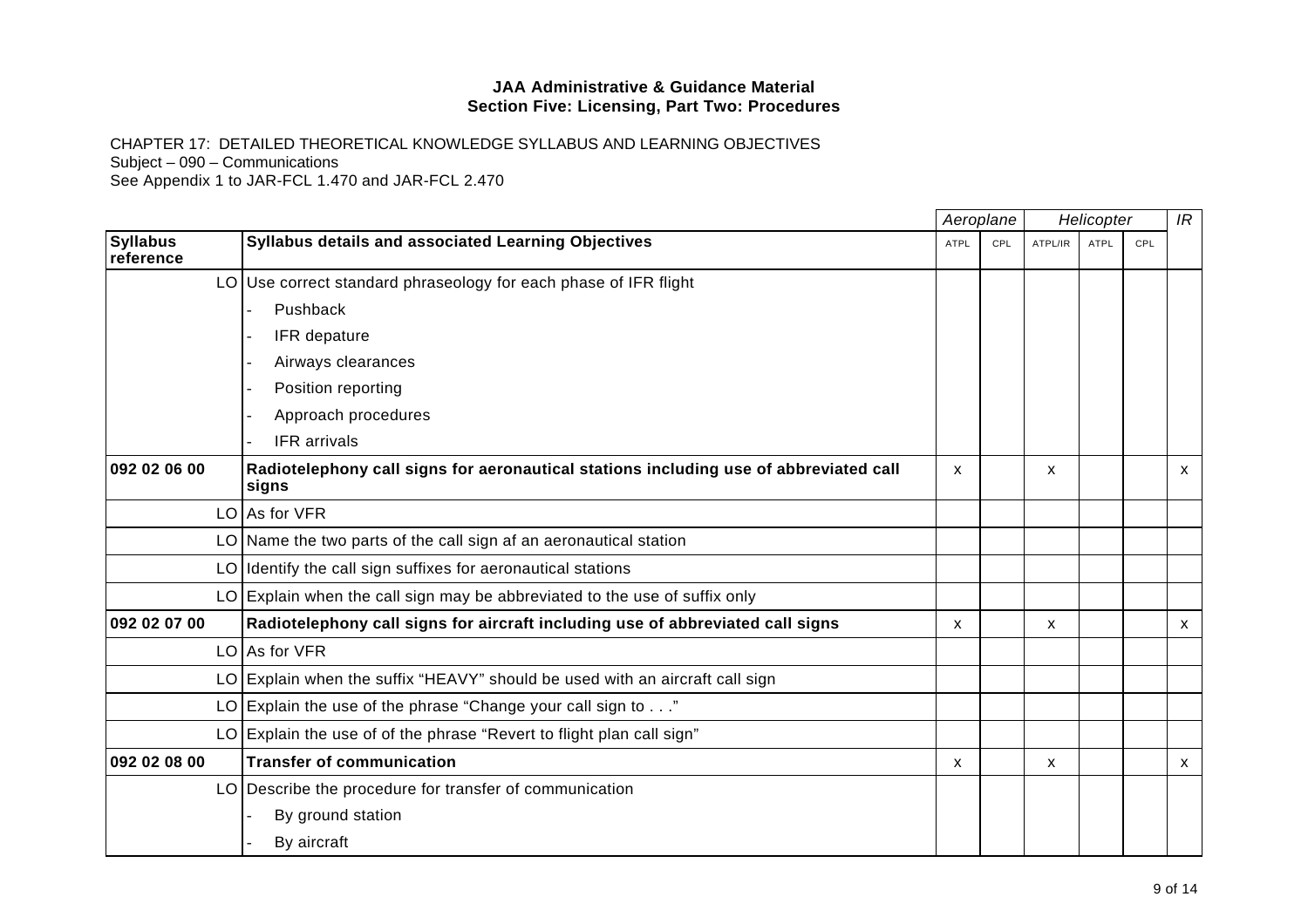**JAA Administrative & Guidance Material**
**Section Five: Licensing, Part Two: Procedures**

CHAPTER 17: DETAILED THEORETICAL KNOWLEDGE SYLLABUS AND LEARNING OBJECTIVES
Subject – 090 – Communications
See Appendix 1 to JAR-FCL 1.470 and JAR-FCL 2.470

| | | *Aeroplane* | | *Helicopter* | | | *IR* |
|---|---|---|---|---|---|---|---|
| **Syllabus reference** | **Syllabus details and associated Learning Objectives** | ATPL | CPL | ATPL/IR | ATPL | CPL | |
| LO | Use correct standard phraseology for each phase of IFR flight | | | | | | |
| | - Pushback | | | | | | |
| | - IFR depature | | | | | | |
| | - Airways clearances | | | | | | |
| | - Position reporting | | | | | | |
| | - Approach procedures | | | | | | |
| | - IFR arrivals | | | | | | |
| **092 02 06 00** | **Radiotelephony call signs for aeronautical stations including use of abbreviated call signs** | x | | x | | | x |
| LO | As for VFR | | | | | | |
| LO | Name the two parts of the call sign af an aeronautical station | | | | | | |
| LO | Identify the call sign suffixes for aeronautical stations | | | | | | |
| LO | Explain when the call sign may be abbreviated to the use of suffix only | | | | | | |
| **092 02 07 00** | **Radiotelephony call signs for aircraft including use of abbreviated call signs** | x | | x | | | x |
| LO | As for VFR | | | | | | |
| LO | Explain when the suffix "HEAVY" should be used with an aircraft call sign | | | | | | |
| LO | Explain the use of the phrase "Change your call sign to . . ." | | | | | | |
| LO | Explain the use of of the phrase "Revert to flight plan call sign" | | | | | | |
| **092 02 08 00** | **Transfer of communication** | x | | x | | | x |
| LO | Describe the procedure for transfer of communication | | | | | | |
| | - By ground station | | | | | | |
| | - By aircraft | | | | | | |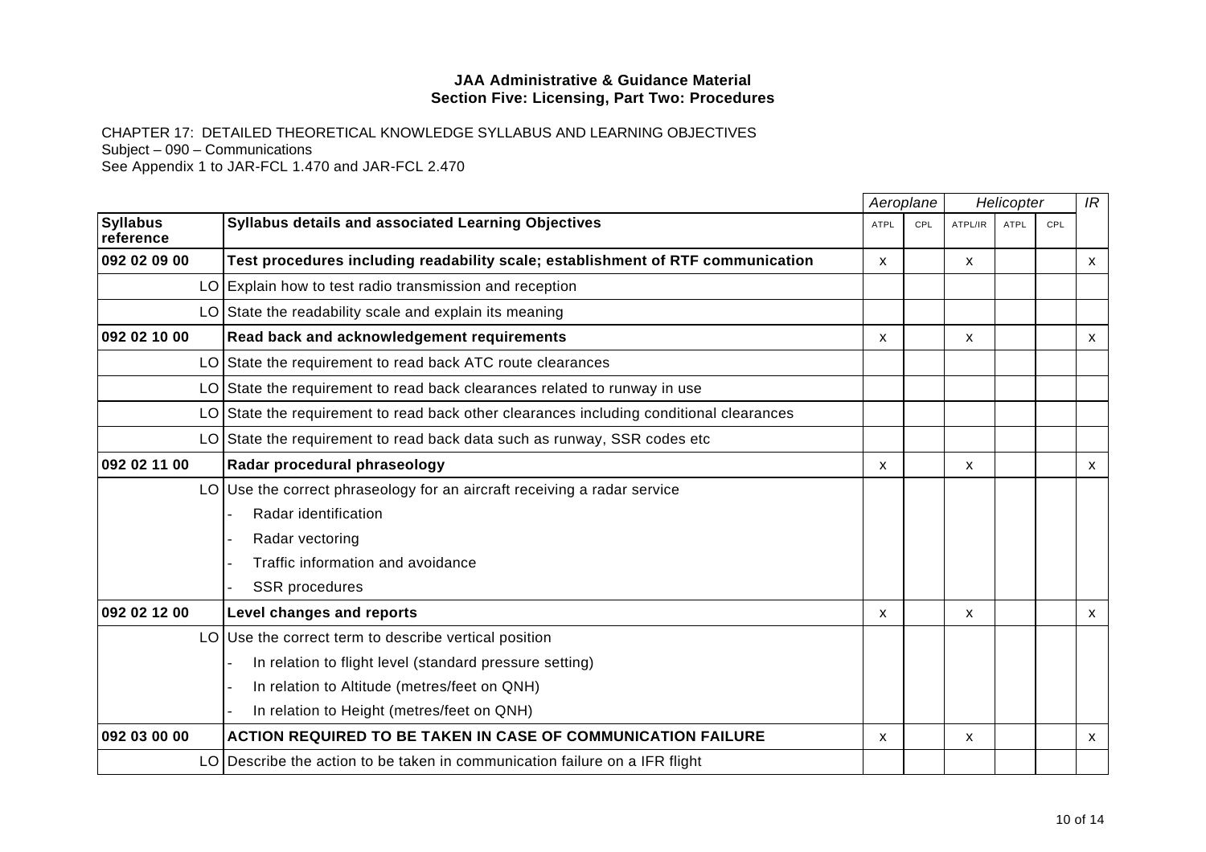**JAA Administrative & Guidance Material**
**Section Five: Licensing, Part Two: Procedures**

CHAPTER 17: DETAILED THEORETICAL KNOWLEDGE SYLLABUS AND LEARNING OBJECTIVES
Subject – 090 – Communications
See Appendix 1 to JAR-FCL 1.470 and JAR-FCL 2.470

| | | *Aeroplane* | | *Helicopter* | | | *IR* |
|---|---|---|---|---|---|---|---|
| **Syllabus reference** | **Syllabus details and associated Learning Objectives** | ATPL | CPL | ATPL/IR | ATPL | CPL | |
| **092 02 09 00** | **Test procedures including readability scale; establishment of RTF communication** | x | | x | | | x |
| LO | Explain how to test radio transmission and reception | | | | | | |
| LO | State the readability scale and explain its meaning | | | | | | |
| **092 02 10 00** | **Read back and acknowledgement requirements** | x | | x | | | x |
| LO | State the requirement to read back ATC route clearances | | | | | | |
| LO | State the requirement to read back clearances related to runway in use | | | | | | |
| LO | State the requirement to read back other clearances including conditional clearances | | | | | | |
| LO | State the requirement to read back data such as runway, SSR codes etc | | | | | | |
| **092 02 11 00** | **Radar procedural phraseology** | x | | x | | | x |
| LO | Use the correct phraseology for an aircraft receiving a radar service | | | | | | |
| | - Radar identification | | | | | | |
| | - Radar vectoring | | | | | | |
| | - Traffic information and avoidance | | | | | | |
| | - SSR procedures | | | | | | |
| **092 02 12 00** | **Level changes and reports** | x | | x | | | x |
| LO | Use the correct term to describe vertical position | | | | | | |
| | - In relation to flight level (standard pressure setting) | | | | | | |
| | - In relation to Altitude (metres/feet on QNH) | | | | | | |
| | - In relation to Height (metres/feet on QNH) | | | | | | |
| **092 03 00 00** | **ACTION REQUIRED TO BE TAKEN IN CASE OF COMMUNICATION FAILURE** | x | | x | | | x |
| LO | Describe the action to be taken in communication failure on a IFR flight | | | | | | |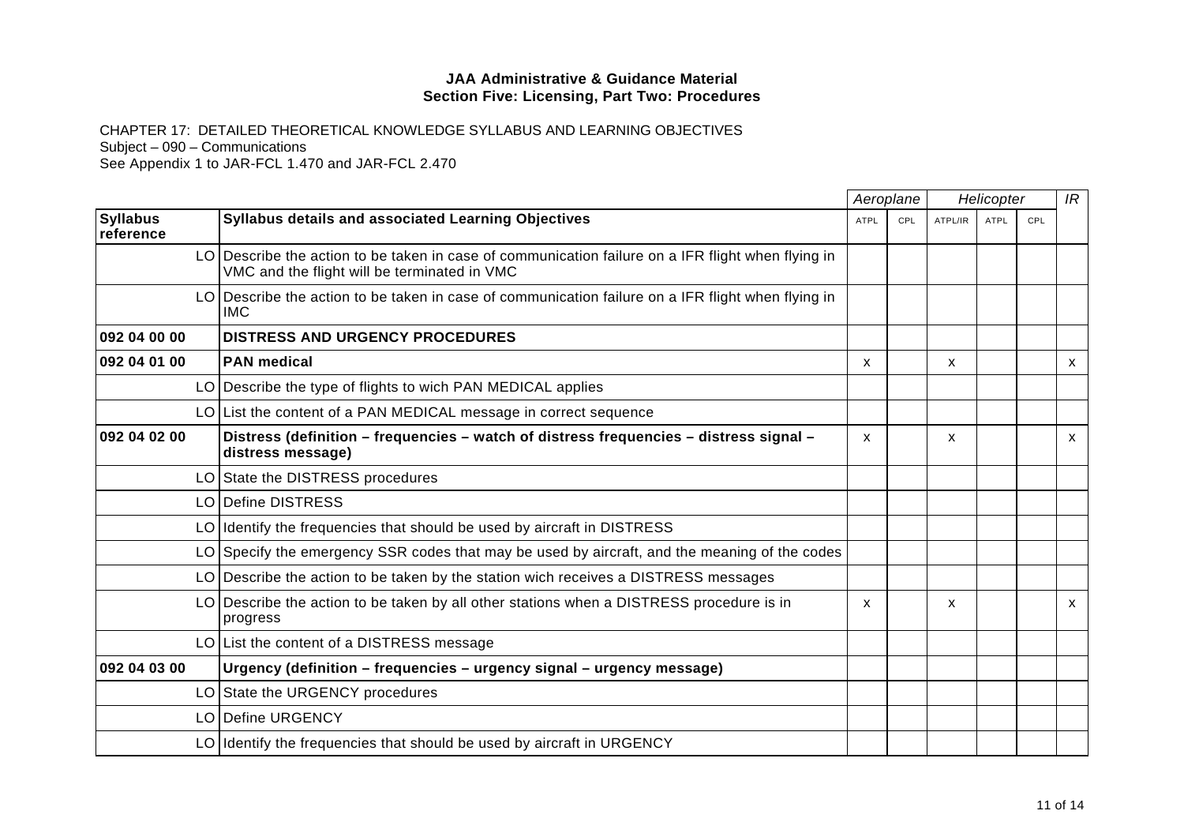**JAA Administrative & Guidance Material**
**Section Five: Licensing, Part Two: Procedures**

CHAPTER 17: DETAILED THEORETICAL KNOWLEDGE SYLLABUS AND LEARNING OBJECTIVES
Subject – 090 – Communications
See Appendix 1 to JAR-FCL 1.470 and JAR-FCL 2.470

| | | Aeroplane | | Helicopter | | | IR |
|---|---|---|---|---|---|---|---|
| **Syllabus reference** | **Syllabus details and associated Learning Objectives** | ATPL | CPL | ATPL/IR | ATPL | CPL | |
| LO | Describe the action to be taken in case of communication failure on a IFR flight when flying in VMC and the flight will be terminated in VMC | | | | | | |
| LO | Describe the action to be taken in case of communication failure on a IFR flight when flying in IMC | | | | | | |
| **092 04 00 00** | **DISTRESS AND URGENCY PROCEDURES** | | | | | | |
| **092 04 01 00** | **PAN medical** | x | | x | | | x |
| LO | Describe the type of flights to wich PAN MEDICAL applies | | | | | | |
| LO | List the content of a PAN MEDICAL message in correct sequence | | | | | | |
| **092 04 02 00** | **Distress (definition – frequencies – watch of distress frequencies – distress signal – distress message)** | x | | x | | | x |
| LO | State the DISTRESS procedures | | | | | | |
| LO | Define DISTRESS | | | | | | |
| LO | Identify the frequencies that should be used by aircraft in DISTRESS | | | | | | |
| LO | Specify the emergency SSR codes that may be used by aircraft, and the meaning of the codes | | | | | | |
| LO | Describe the action to be taken by the station wich receives a DISTRESS messages | | | | | | |
| LO | Describe the action to be taken by all other stations when a DISTRESS procedure is in progress | x | | x | | | x |
| LO | List the content of a DISTRESS message | | | | | | |
| **092 04 03 00** | **Urgency (definition – frequencies – urgency signal – urgency message)** | | | | | | |
| LO | State the URGENCY procedures | | | | | | |
| LO | Define URGENCY | | | | | | |
| LO | Identify the frequencies that should be used by aircraft in URGENCY | | | | | | |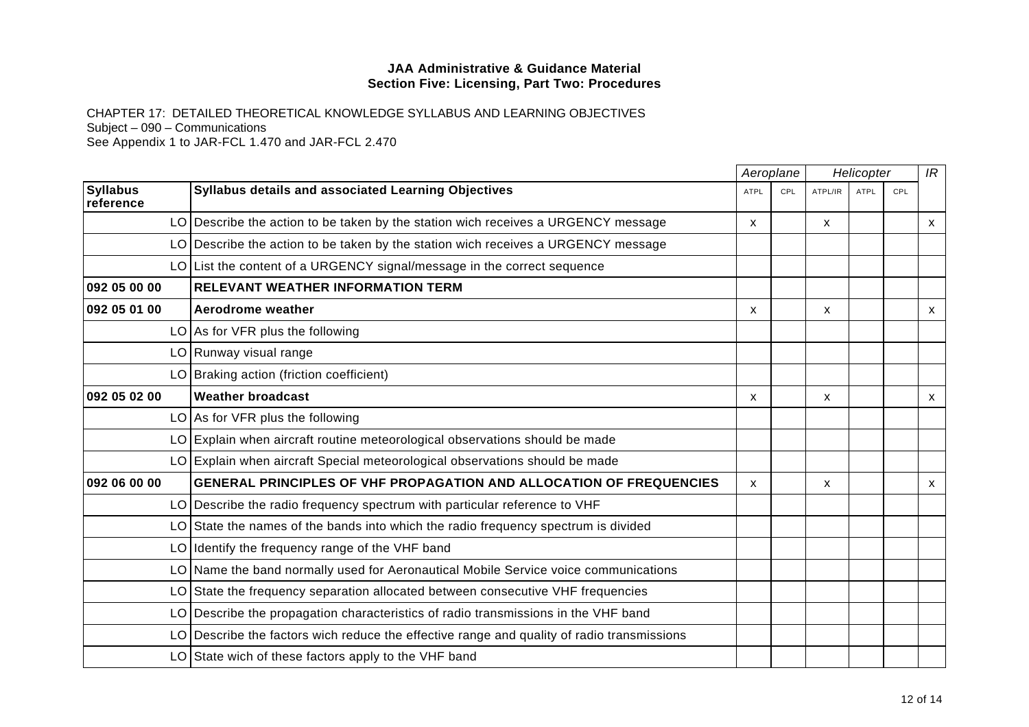**JAA Administrative & Guidance Material**
**Section Five: Licensing, Part Two: Procedures**

CHAPTER 17: DETAILED THEORETICAL KNOWLEDGE SYLLABUS AND LEARNING OBJECTIVES
Subject – 090 – Communications
See Appendix 1 to JAR-FCL 1.470 and JAR-FCL 2.470

| | | Aeroplane | | Helicopter | | | IR |
|---|---|---|---|---|---|---|---|
| **Syllabus reference** | **Syllabus details and associated Learning Objectives** | ATPL | CPL | ATPL/IR | ATPL | CPL | |
| LO | Describe the action to be taken by the station wich receives a URGENCY message | x | | x | | | x |
| LO | Describe the action to be taken by the station wich receives a URGENCY message | | | | | | |
| LO | List the content of a URGENCY signal/message in the correct sequence | | | | | | |
| **092 05 00 00** | **RELEVANT WEATHER INFORMATION TERM** | | | | | | |
| **092 05 01 00** | **Aerodrome weather** | x | | x | | | x |
| LO | As for VFR plus the following | | | | | | |
| LO | Runway visual range | | | | | | |
| LO | Braking action (friction coefficient) | | | | | | |
| **092 05 02 00** | **Weather broadcast** | x | | x | | | x |
| LO | As for VFR plus the following | | | | | | |
| LO | Explain when aircraft routine meteorological observations should be made | | | | | | |
| LO | Explain when aircraft Special meteorological observations should be made | | | | | | |
| **092 06 00 00** | **GENERAL PRINCIPLES OF VHF PROPAGATION AND ALLOCATION OF FREQUENCIES** | x | | x | | | x |
| LO | Describe the radio frequency spectrum with particular reference to VHF | | | | | | |
| LO | State the names of the bands into which the radio frequency spectrum is divided | | | | | | |
| LO | Identify the frequency range of the VHF band | | | | | | |
| LO | Name the band normally used for Aeronautical Mobile Service voice communications | | | | | | |
| LO | State the frequency separation allocated between consecutive VHF frequencies | | | | | | |
| LO | Describe the propagation characteristics of radio transmissions in the VHF band | | | | | | |
| LO | Describe the factors wich reduce the effective range and quality of radio transmissions | | | | | | |
| LO | State wich of these factors apply to the VHF band | | | | | | |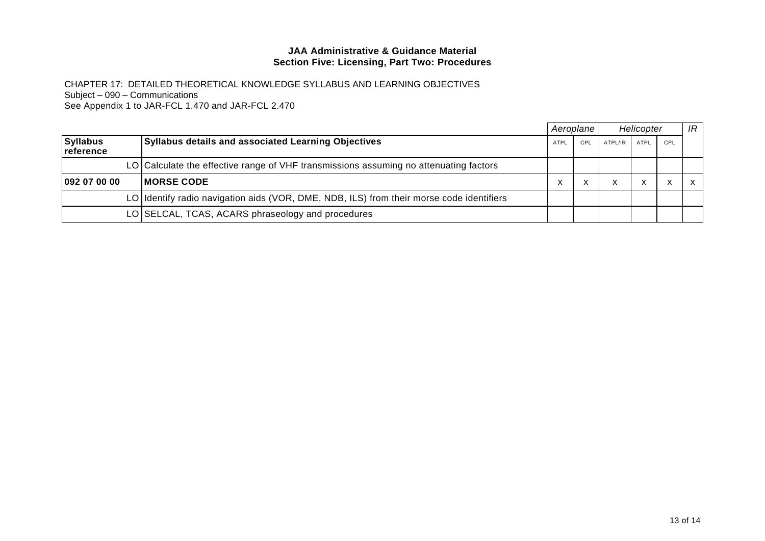**JAA Administrative & Guidance Material**
**Section Five: Licensing, Part Two: Procedures**

CHAPTER 17: DETAILED THEORETICAL KNOWLEDGE SYLLABUS AND LEARNING OBJECTIVES
Subject – 090 – Communications
See Appendix 1 to JAR-FCL 1.470 and JAR-FCL 2.470

| | | *Aeroplane* | | *Helicopter* | | | *IR* |
|---|---|---|---|---|---|---|---|
| **Syllabus reference** | **Syllabus details and associated Learning Objectives** | ATPL | CPL | ATPL/IR | ATPL | CPL | |
| LO | Calculate the effective range of VHF transmissions assuming no attenuating factors | | | | | | |
| **092 07 00 00** | **MORSE CODE** | x | x | x | x | x | x |
| LO | Identify radio navigation aids (VOR, DME, NDB, ILS) from their morse code identifiers | | | | | | |
| LO | SELCAL, TCAS, ACARS phraseology and procedures | | | | | | |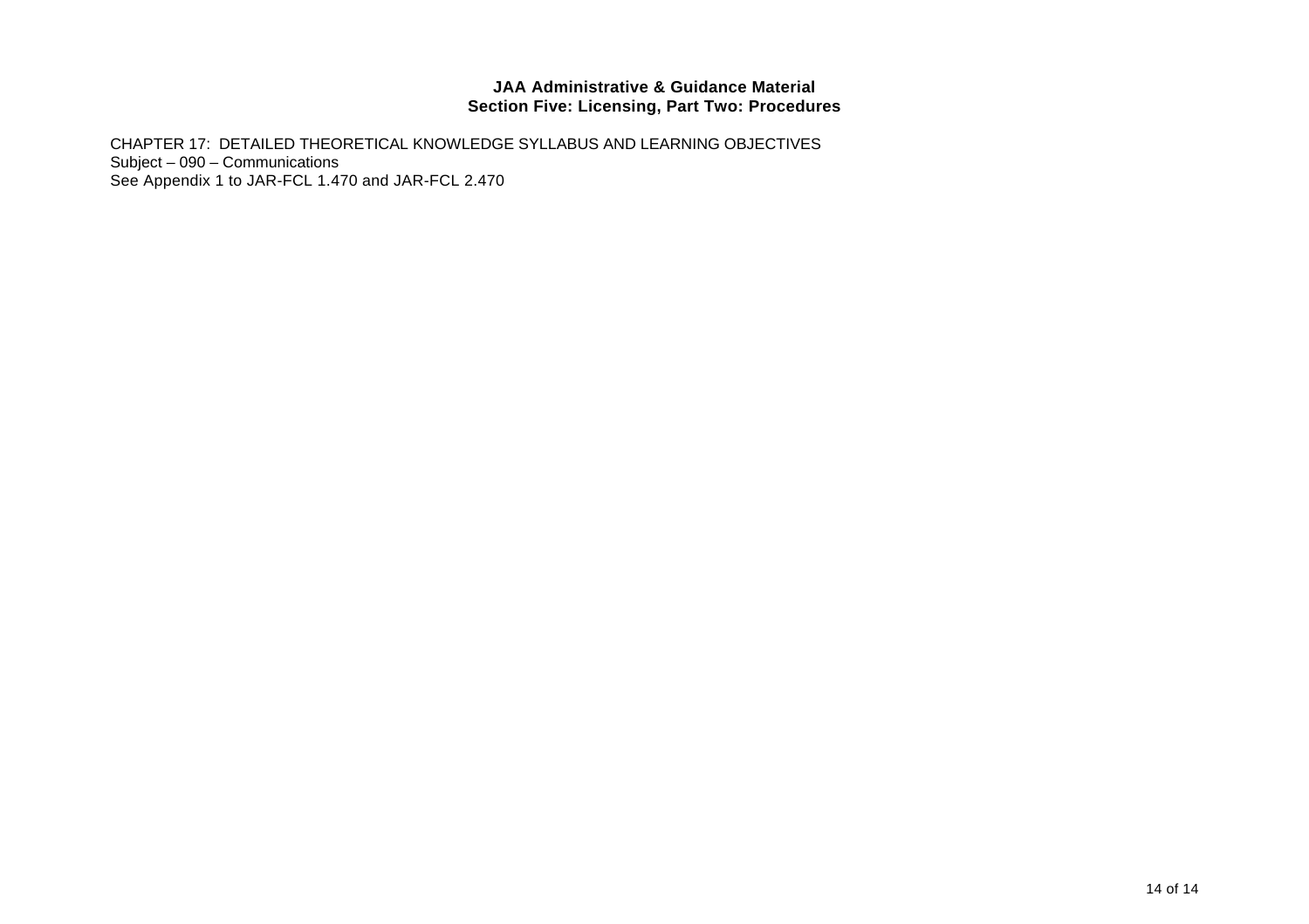CHAPTER 17: DETAILED THEORETICAL KNOWLEDGE SYLLABUS AND LEARNING OBJECTIVES
Subject – 090 – Communications
See Appendix 1 to JAR-FCL 1.470 and JAR-FCL 2.470